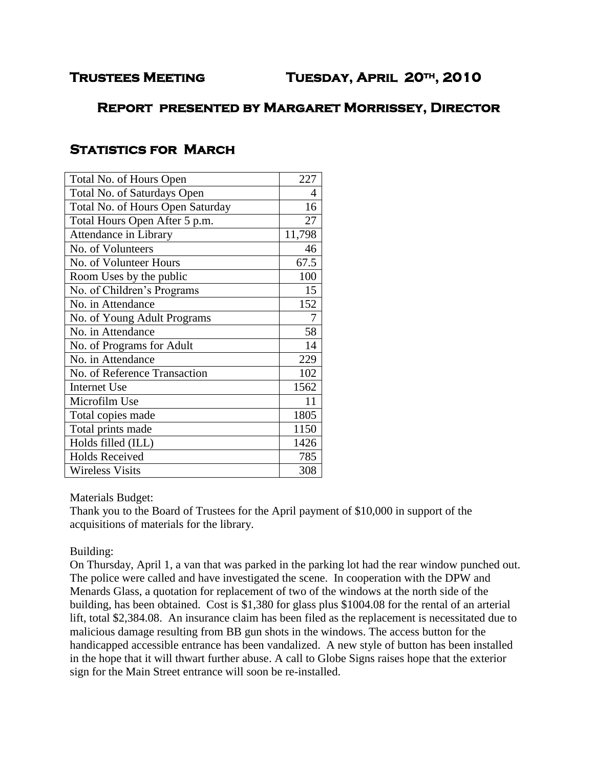# Trustees Meeting Tuesday, April 20th, 2010

## Report presented by Margaret Morrissey, Director

## Statistics for March

| | |
|---|---|
| Total No. of Hours Open | 227 |
| Total No. of Saturdays Open | 4 |
| Total No. of Hours Open Saturday | 16 |
| Total Hours Open After 5 p.m. | 27 |
| Attendance in Library | 11,798 |
| No. of Volunteers | 46 |
| No. of Volunteer Hours | 67.5 |
| Room Uses by the public | 100 |
| No. of Children's Programs | 15 |
| No. in Attendance | 152 |
| No. of Young Adult Programs | 7 |
| No. in Attendance | 58 |
| No. of Programs for Adult | 14 |
| No. in Attendance | 229 |
| No. of Reference Transaction | 102 |
| Internet Use | 1562 |
| Microfilm Use | 11 |
| Total copies made | 1805 |
| Total prints made | 1150 |
| Holds filled (ILL) | 1426 |
| Holds Received | 785 |
| Wireless Visits | 308 |

Materials Budget:
Thank you to the Board of Trustees for the April payment of $10,000 in support of the acquisitions of materials for the library.

Building:
On Thursday, April 1, a van that was parked in the parking lot had the rear window punched out. The police were called and have investigated the scene. In cooperation with the DPW and Menards Glass, a quotation for replacement of two of the windows at the north side of the building, has been obtained. Cost is $1,380 for glass plus $1004.08 for the rental of an arterial lift, total $2,384.08. An insurance claim has been filed as the replacement is necessitated due to malicious damage resulting from BB gun shots in the windows. The access button for the handicapped accessible entrance has been vandalized. A new style of button has been installed in the hope that it will thwart further abuse. A call to Globe Signs raises hope that the exterior sign for the Main Street entrance will soon be re-installed.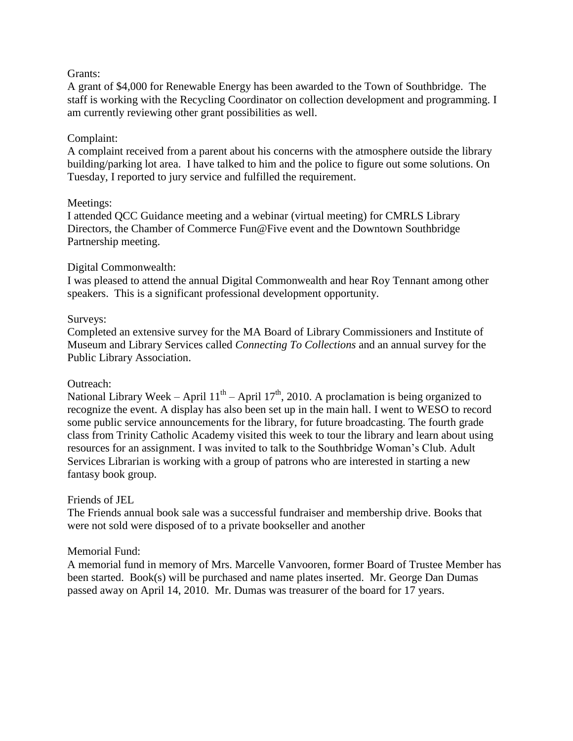Grants:

A grant of $4,000 for Renewable Energy has been awarded to the Town of Southbridge. The staff is working with the Recycling Coordinator on collection development and programming. I am currently reviewing other grant possibilities as well.

Complaint:

A complaint received from a parent about his concerns with the atmosphere outside the library building/parking lot area. I have talked to him and the police to figure out some solutions. On Tuesday, I reported to jury service and fulfilled the requirement.

Meetings:

I attended QCC Guidance meeting and a webinar (virtual meeting) for CMRLS Library Directors, the Chamber of Commerce Fun@Five event and the Downtown Southbridge Partnership meeting.

Digital Commonwealth:

I was pleased to attend the annual Digital Commonwealth and hear Roy Tennant among other speakers. This is a significant professional development opportunity.

Surveys:

Completed an extensive survey for the MA Board of Library Commissioners and Institute of Museum and Library Services called *Connecting To Collections* and an annual survey for the Public Library Association.

Outreach:

National Library Week – April 11th – April 17th, 2010. A proclamation is being organized to recognize the event. A display has also been set up in the main hall. I went to WESO to record some public service announcements for the library, for future broadcasting. The fourth grade class from Trinity Catholic Academy visited this week to tour the library and learn about using resources for an assignment. I was invited to talk to the Southbridge Woman's Club. Adult Services Librarian is working with a group of patrons who are interested in starting a new fantasy book group.

Friends of JEL

The Friends annual book sale was a successful fundraiser and membership drive. Books that were not sold were disposed of to a private bookseller and another

Memorial Fund:

A memorial fund in memory of Mrs. Marcelle Vanvooren, former Board of Trustee Member has been started. Book(s) will be purchased and name plates inserted. Mr. George Dan Dumas passed away on April 14, 2010. Mr. Dumas was treasurer of the board for 17 years.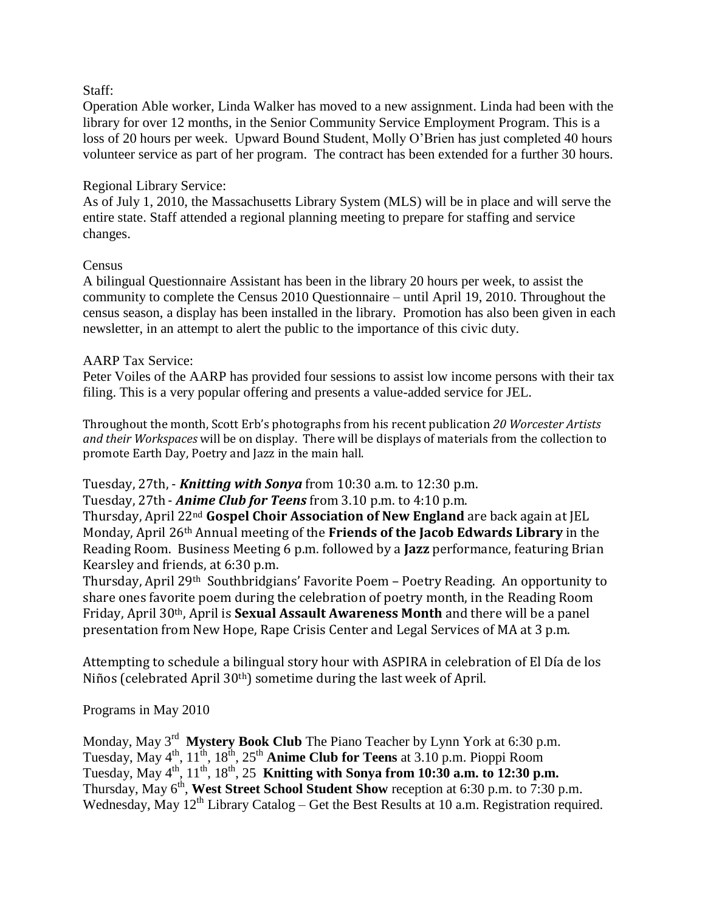Staff:

Operation Able worker, Linda Walker has moved to a new assignment. Linda had been with the library for over 12 months, in the Senior Community Service Employment Program. This is a loss of 20 hours per week. Upward Bound Student, Molly O'Brien has just completed 40 hours volunteer service as part of her program. The contract has been extended for a further 30 hours.

Regional Library Service:

As of July 1, 2010, the Massachusetts Library System (MLS) will be in place and will serve the entire state. Staff attended a regional planning meeting to prepare for staffing and service changes.

Census

A bilingual Questionnaire Assistant has been in the library 20 hours per week, to assist the community to complete the Census 2010 Questionnaire – until April 19, 2010. Throughout the census season, a display has been installed in the library. Promotion has also been given in each newsletter, in an attempt to alert the public to the importance of this civic duty.

AARP Tax Service:

Peter Voiles of the AARP has provided four sessions to assist low income persons with their tax filing. This is a very popular offering and presents a value-added service for JEL.

Throughout the month, Scott Erb's photographs from his recent publication *20 Worcester Artists and their Workspaces* will be on display. There will be displays of materials from the collection to promote Earth Day, Poetry and Jazz in the main hall.

Tuesday, 27th, - ***Knitting with Sonya*** from 10:30 a.m. to 12:30 p.m.
Tuesday, 27th - ***Anime Club for Teens*** from 3.10 p.m. to 4:10 p.m.
Thursday, April 22nd **Gospel Choir Association of New England** are back again at JEL
Monday, April 26th Annual meeting of the **Friends of the Jacob Edwards Library** in the Reading Room. Business Meeting 6 p.m. followed by a **Jazz** performance, featuring Brian Kearsley and friends, at 6:30 p.m.
Thursday, April 29th Southbridgians' Favorite Poem – Poetry Reading. An opportunity to share ones favorite poem during the celebration of poetry month, in the Reading Room
Friday, April 30th, April is **Sexual Assault Awareness Month** and there will be a panel presentation from New Hope, Rape Crisis Center and Legal Services of MA at 3 p.m.

Attempting to schedule a bilingual story hour with ASPIRA in celebration of El Día de los Niños (celebrated April 30th) sometime during the last week of April.

Programs in May 2010

Monday, May 3rd **Mystery Book Club** The Piano Teacher by Lynn York at 6:30 p.m.
Tuesday, May 4th, 11th, 18th, 25th **Anime Club for Teens** at 3.10 p.m. Pioppi Room
Tuesday, May 4th, 11th, 18th, 25 **Knitting with Sonya from 10:30 a.m. to 12:30 p.m.**
Thursday, May 6th, **West Street School Student Show** reception at 6:30 p.m. to 7:30 p.m.
Wednesday, May 12th Library Catalog – Get the Best Results at 10 a.m. Registration required.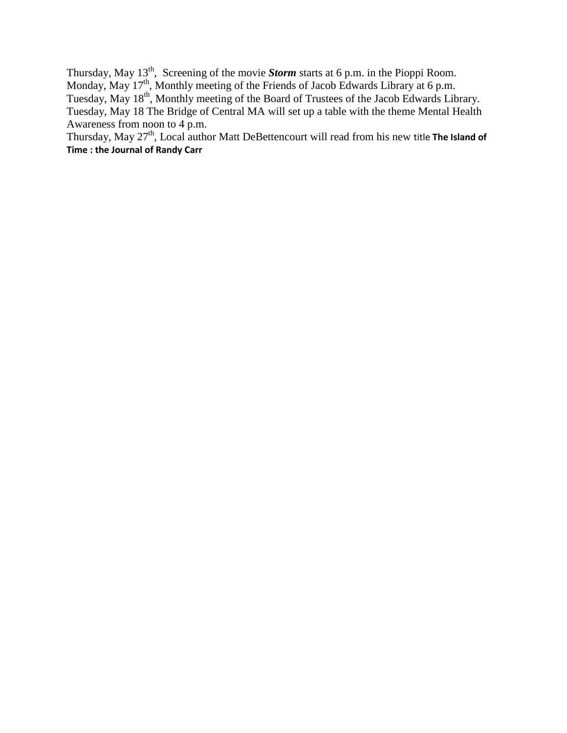Thursday, May 13th, Screening of the movie ***Storm*** starts at 6 p.m. in the Pioppi Room.
Monday, May 17th, Monthly meeting of the Friends of Jacob Edwards Library at 6 p.m.
Tuesday, May 18th, Monthly meeting of the Board of Trustees of the Jacob Edwards Library.
Tuesday, May 18 The Bridge of Central MA will set up a table with the theme Mental Health Awareness from noon to 4 p.m.
Thursday, May 27th, Local author Matt DeBettencourt will read from his new title **The Island of Time : the Journal of Randy Carr**